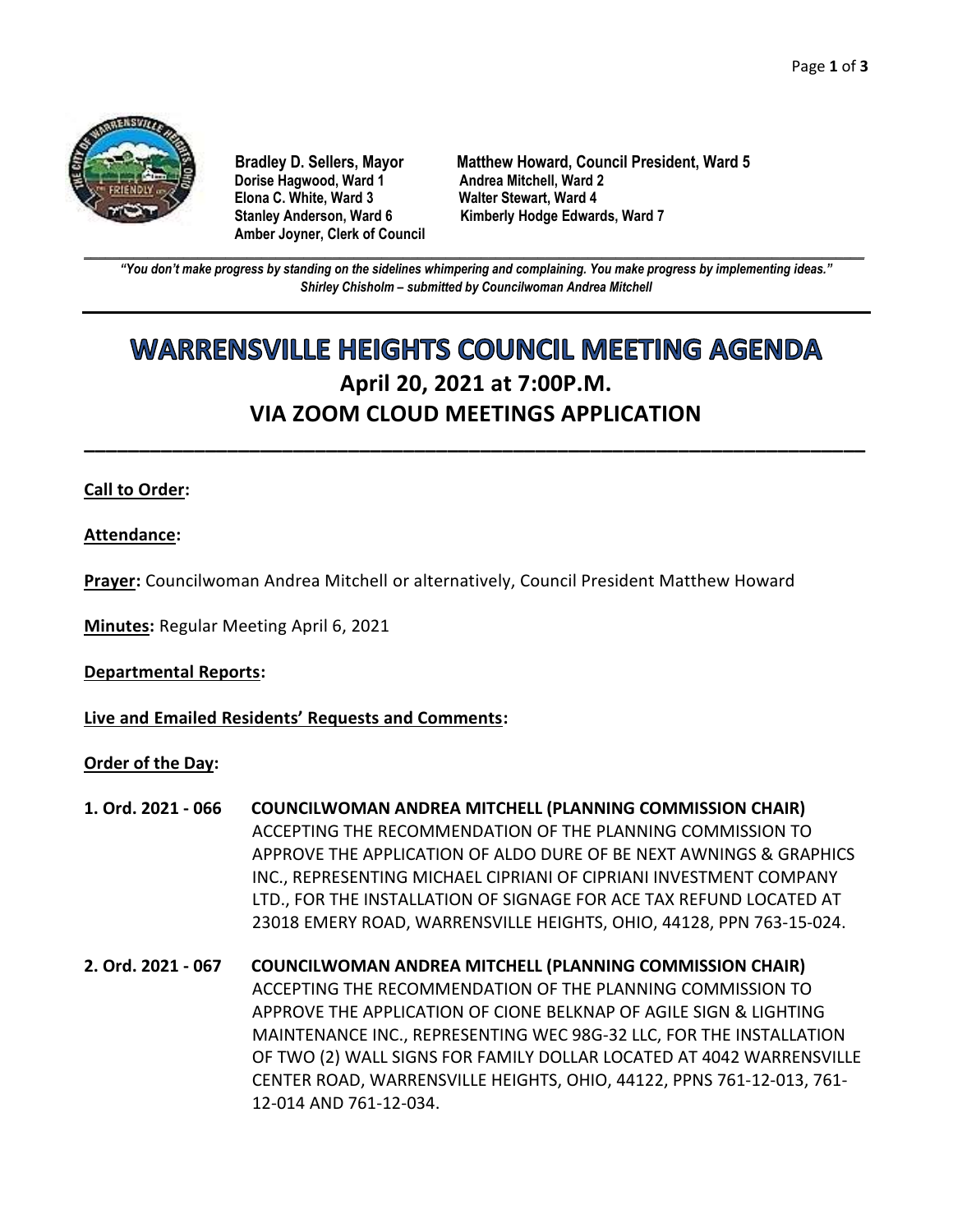**Bradley D. Sellers, Mayor**
**Matthew Howard, Council President, Ward 5**
**Dorise Hagwood, Ward 1**
**Andrea Mitchell, Ward 2**
**Elona C. White, Ward 3**
**Walter Stewart, Ward 4**
**Stanley Anderson, Ward 6**
**Kimberly Hodge Edwards, Ward 7**
**Amber Joyner, Clerk of Council**

---

***"You don't make progress by standing on the sidelines whimpering and complaining. You make progress by implementing ideas."***
***Shirley Chisholm – submitted by Councilwoman Andrea Mitchell***

---

# WARRENSVILLE HEIGHTS COUNCIL MEETING AGENDA

## April 20, 2021 at 7:00P.M.

## VIA ZOOM CLOUD MEETINGS APPLICATION

---

**Call to Order:**

**Attendance:**

**Prayer:** Councilwoman Andrea Mitchell or alternatively, Council President Matthew Howard

**Minutes:** Regular Meeting April 6, 2021

**Departmental Reports:**

**Live and Emailed Residents' Requests and Comments:**

**Order of the Day:**

**1. Ord. 2021 - 066 COUNCILWOMAN ANDREA MITCHELL (PLANNING COMMISSION CHAIR)**
ACCEPTING THE RECOMMENDATION OF THE PLANNING COMMISSION TO APPROVE THE APPLICATION OF ALDO DURE OF BE NEXT AWNINGS & GRAPHICS INC., REPRESENTING MICHAEL CIPRIANI OF CIPRIANI INVESTMENT COMPANY LTD., FOR THE INSTALLATION OF SIGNAGE FOR ACE TAX REFUND LOCATED AT 23018 EMERY ROAD, WARRENSVILLE HEIGHTS, OHIO, 44128, PPN 763-15-024.

**2. Ord. 2021 - 067 COUNCILWOMAN ANDREA MITCHELL (PLANNING COMMISSION CHAIR)**
ACCEPTING THE RECOMMENDATION OF THE PLANNING COMMISSION TO APPROVE THE APPLICATION OF CIONE BELKNAP OF AGILE SIGN & LIGHTING MAINTENANCE INC., REPRESENTING WEC 98G-32 LLC, FOR THE INSTALLATION OF TWO (2) WALL SIGNS FOR FAMILY DOLLAR LOCATED AT 4042 WARRENSVILLE CENTER ROAD, WARRENSVILLE HEIGHTS, OHIO, 44122, PPNS 761-12-013, 761-12-014 AND 761-12-034.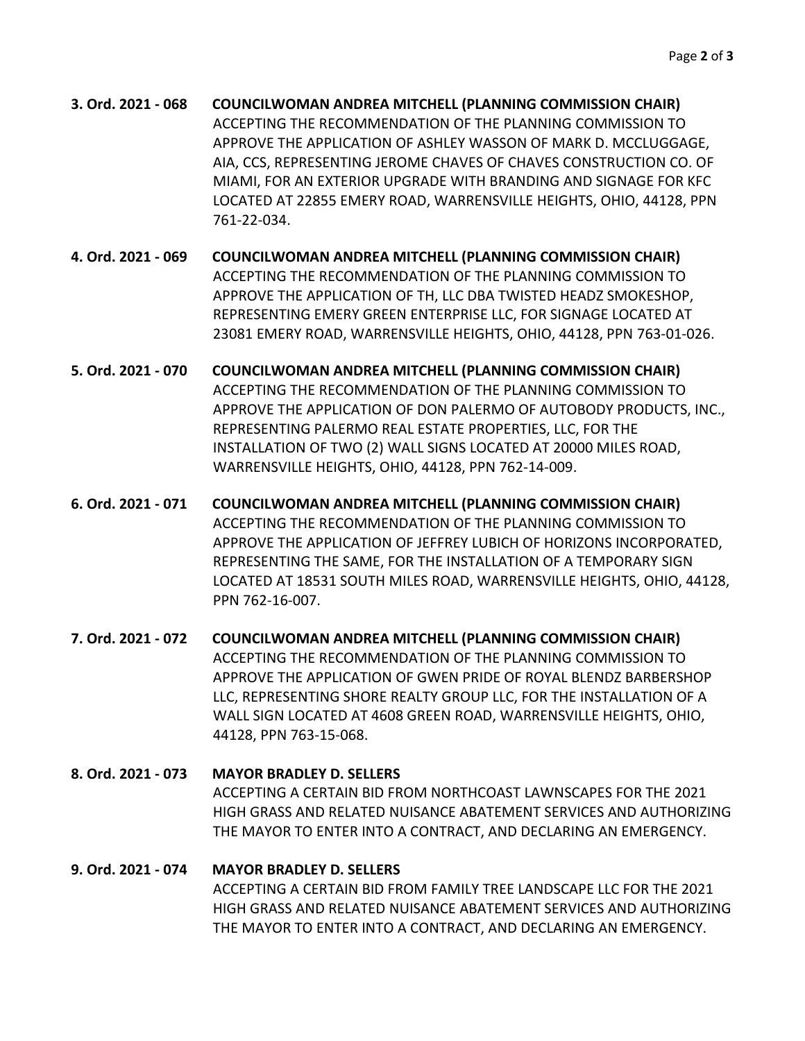**3. Ord. 2021 - 068** **COUNCILWOMAN ANDREA MITCHELL (PLANNING COMMISSION CHAIR)**
ACCEPTING THE RECOMMENDATION OF THE PLANNING COMMISSION TO APPROVE THE APPLICATION OF ASHLEY WASSON OF MARK D. MCCLUGGAGE, AIA, CCS, REPRESENTING JEROME CHAVES OF CHAVES CONSTRUCTION CO. OF MIAMI, FOR AN EXTERIOR UPGRADE WITH BRANDING AND SIGNAGE FOR KFC LOCATED AT 22855 EMERY ROAD, WARRENSVILLE HEIGHTS, OHIO, 44128, PPN 761-22-034.

**4. Ord. 2021 - 069** **COUNCILWOMAN ANDREA MITCHELL (PLANNING COMMISSION CHAIR)**
ACCEPTING THE RECOMMENDATION OF THE PLANNING COMMISSION TO APPROVE THE APPLICATION OF TH, LLC DBA TWISTED HEADZ SMOKESHOP, REPRESENTING EMERY GREEN ENTERPRISE LLC, FOR SIGNAGE LOCATED AT 23081 EMERY ROAD, WARRENSVILLE HEIGHTS, OHIO, 44128, PPN 763-01-026.

**5. Ord. 2021 - 070** **COUNCILWOMAN ANDREA MITCHELL (PLANNING COMMISSION CHAIR)**
ACCEPTING THE RECOMMENDATION OF THE PLANNING COMMISSION TO APPROVE THE APPLICATION OF DON PALERMO OF AUTOBODY PRODUCTS, INC., REPRESENTING PALERMO REAL ESTATE PROPERTIES, LLC, FOR THE INSTALLATION OF TWO (2) WALL SIGNS LOCATED AT 20000 MILES ROAD, WARRENSVILLE HEIGHTS, OHIO, 44128, PPN 762-14-009.

**6. Ord. 2021 - 071** **COUNCILWOMAN ANDREA MITCHELL (PLANNING COMMISSION CHAIR)**
ACCEPTING THE RECOMMENDATION OF THE PLANNING COMMISSION TO APPROVE THE APPLICATION OF JEFFREY LUBICH OF HORIZONS INCORPORATED, REPRESENTING THE SAME, FOR THE INSTALLATION OF A TEMPORARY SIGN LOCATED AT 18531 SOUTH MILES ROAD, WARRENSVILLE HEIGHTS, OHIO, 44128, PPN 762-16-007.

**7. Ord. 2021 - 072** **COUNCILWOMAN ANDREA MITCHELL (PLANNING COMMISSION CHAIR)**
ACCEPTING THE RECOMMENDATION OF THE PLANNING COMMISSION TO APPROVE THE APPLICATION OF GWEN PRIDE OF ROYAL BLENDZ BARBERSHOP LLC, REPRESENTING SHORE REALTY GROUP LLC, FOR THE INSTALLATION OF A WALL SIGN LOCATED AT 4608 GREEN ROAD, WARRENSVILLE HEIGHTS, OHIO, 44128, PPN 763-15-068.

**8. Ord. 2021 - 073** **MAYOR BRADLEY D. SELLERS**
ACCEPTING A CERTAIN BID FROM NORTHCOAST LAWNSCAPES FOR THE 2021 HIGH GRASS AND RELATED NUISANCE ABATEMENT SERVICES AND AUTHORIZING THE MAYOR TO ENTER INTO A CONTRACT, AND DECLARING AN EMERGENCY.

**9. Ord. 2021 - 074** **MAYOR BRADLEY D. SELLERS**
ACCEPTING A CERTAIN BID FROM FAMILY TREE LANDSCAPE LLC FOR THE 2021 HIGH GRASS AND RELATED NUISANCE ABATEMENT SERVICES AND AUTHORIZING THE MAYOR TO ENTER INTO A CONTRACT, AND DECLARING AN EMERGENCY.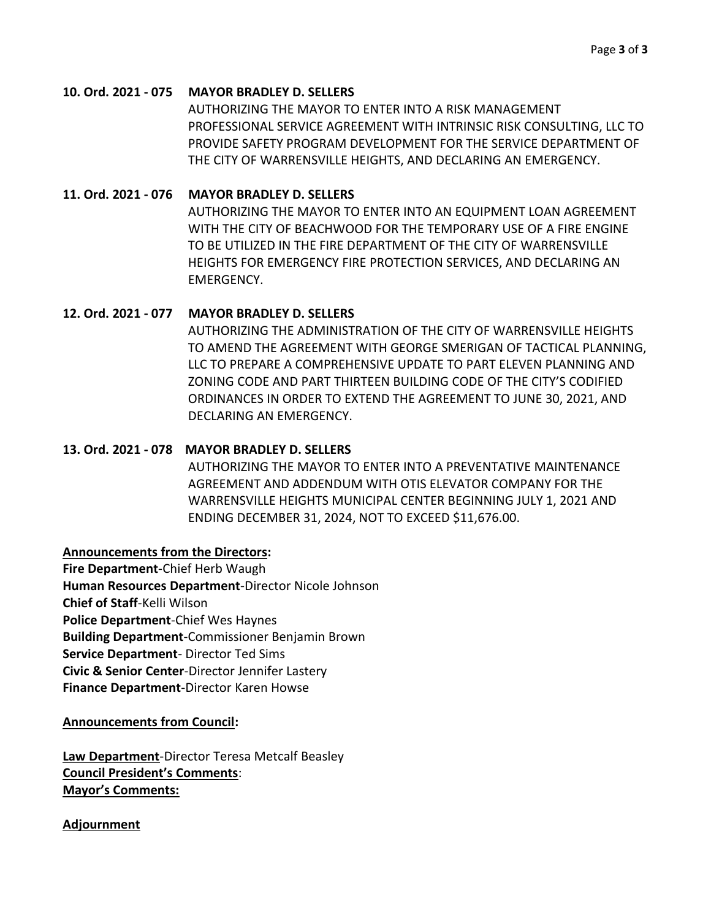**10. Ord. 2021 - 075 MAYOR BRADLEY D. SELLERS**

AUTHORIZING THE MAYOR TO ENTER INTO A RISK MANAGEMENT PROFESSIONAL SERVICE AGREEMENT WITH INTRINSIC RISK CONSULTING, LLC TO PROVIDE SAFETY PROGRAM DEVELOPMENT FOR THE SERVICE DEPARTMENT OF THE CITY OF WARRENSVILLE HEIGHTS, AND DECLARING AN EMERGENCY.

**11. Ord. 2021 - 076 MAYOR BRADLEY D. SELLERS**

AUTHORIZING THE MAYOR TO ENTER INTO AN EQUIPMENT LOAN AGREEMENT WITH THE CITY OF BEACHWOOD FOR THE TEMPORARY USE OF A FIRE ENGINE TO BE UTILIZED IN THE FIRE DEPARTMENT OF THE CITY OF WARRENSVILLE HEIGHTS FOR EMERGENCY FIRE PROTECTION SERVICES, AND DECLARING AN EMERGENCY.

**12. Ord. 2021 - 077 MAYOR BRADLEY D. SELLERS**

AUTHORIZING THE ADMINISTRATION OF THE CITY OF WARRENSVILLE HEIGHTS TO AMEND THE AGREEMENT WITH GEORGE SMERIGAN OF TACTICAL PLANNING, LLC TO PREPARE A COMPREHENSIVE UPDATE TO PART ELEVEN PLANNING AND ZONING CODE AND PART THIRTEEN BUILDING CODE OF THE CITY'S CODIFIED ORDINANCES IN ORDER TO EXTEND THE AGREEMENT TO JUNE 30, 2021, AND DECLARING AN EMERGENCY.

**13. Ord. 2021 - 078 MAYOR BRADLEY D. SELLERS**

AUTHORIZING THE MAYOR TO ENTER INTO A PREVENTATIVE MAINTENANCE AGREEMENT AND ADDENDUM WITH OTIS ELEVATOR COMPANY FOR THE WARRENSVILLE HEIGHTS MUNICIPAL CENTER BEGINNING JULY 1, 2021 AND ENDING DECEMBER 31, 2024, NOT TO EXCEED $11,676.00.

**Announcements from the Directors:**

**Fire Department**-Chief Herb Waugh
**Human Resources Department**-Director Nicole Johnson
**Chief of Staff**-Kelli Wilson
**Police Department**-Chief Wes Haynes
**Building Department**-Commissioner Benjamin Brown
**Service Department**- Director Ted Sims
**Civic & Senior Center**-Director Jennifer Lastery
**Finance Department**-Director Karen Howse

**Announcements from Council:**

**Law Department**-Director Teresa Metcalf Beasley
**Council President's Comments**:
**Mayor's Comments:**

**Adjournment**